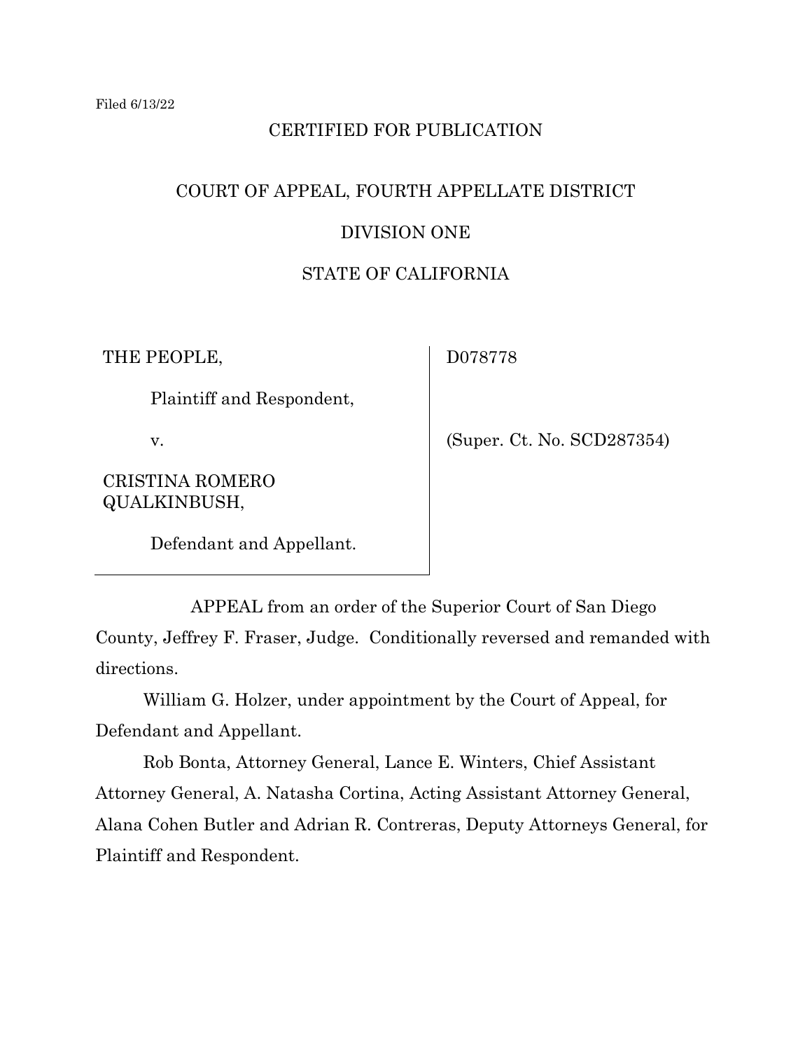Filed 6/13/22

CERTIFIED FOR PUBLICATION

COURT OF APPEAL, FOURTH APPELLATE DISTRICT

DIVISION ONE

STATE OF CALIFORNIA

| | |
|---|---|
| THE PEOPLE,<br><br>Plaintiff and Respondent,<br><br>v.<br><br>CRISTINA ROMERO QUALKINBUSH,<br><br>Defendant and Appellant. | D078778<br><br>(Super. Ct. No. SCD287354) |

APPEAL from an order of the Superior Court of San Diego County, Jeffrey F. Fraser, Judge. Conditionally reversed and remanded with directions.

William G. Holzer, under appointment by the Court of Appeal, for Defendant and Appellant.

Rob Bonta, Attorney General, Lance E. Winters, Chief Assistant Attorney General, A. Natasha Cortina, Acting Assistant Attorney General, Alana Cohen Butler and Adrian R. Contreras, Deputy Attorneys General, for Plaintiff and Respondent.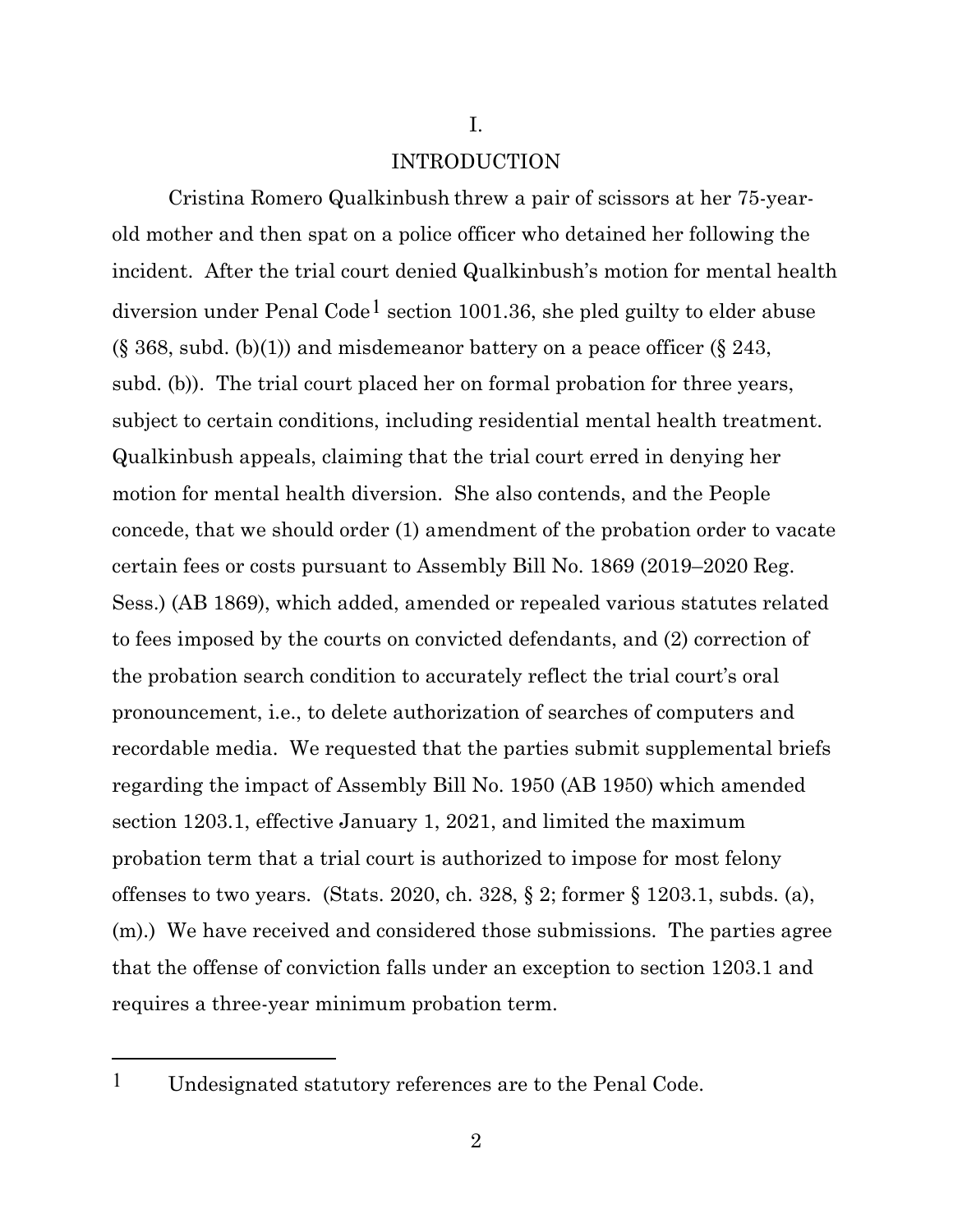# I.

# INTRODUCTION

Cristina Romero Qualkinbush threw a pair of scissors at her 75-year-old mother and then spat on a police officer who detained her following the incident. After the trial court denied Qualkinbush's motion for mental health diversion under Penal Code[1] section 1001.36, she pled guilty to elder abuse (§ 368, subd. (b)(1)) and misdemeanor battery on a peace officer (§ 243, subd. (b)). The trial court placed her on formal probation for three years, subject to certain conditions, including residential mental health treatment. Qualkinbush appeals, claiming that the trial court erred in denying her motion for mental health diversion. She also contends, and the People concede, that we should order (1) amendment of the probation order to vacate certain fees or costs pursuant to Assembly Bill No. 1869 (2019–2020 Reg. Sess.) (AB 1869), which added, amended or repealed various statutes related to fees imposed by the courts on convicted defendants, and (2) correction of the probation search condition to accurately reflect the trial court's oral pronouncement, i.e., to delete authorization of searches of computers and recordable media. We requested that the parties submit supplemental briefs regarding the impact of Assembly Bill No. 1950 (AB 1950) which amended section 1203.1, effective January 1, 2021, and limited the maximum probation term that a trial court is authorized to impose for most felony offenses to two years. (Stats. 2020, ch. 328, § 2; former § 1203.1, subds. (a), (m).) We have received and considered those submissions. The parties agree that the offense of conviction falls under an exception to section 1203.1 and requires a three-year minimum probation term.

---

[1] Undesignated statutory references are to the Penal Code.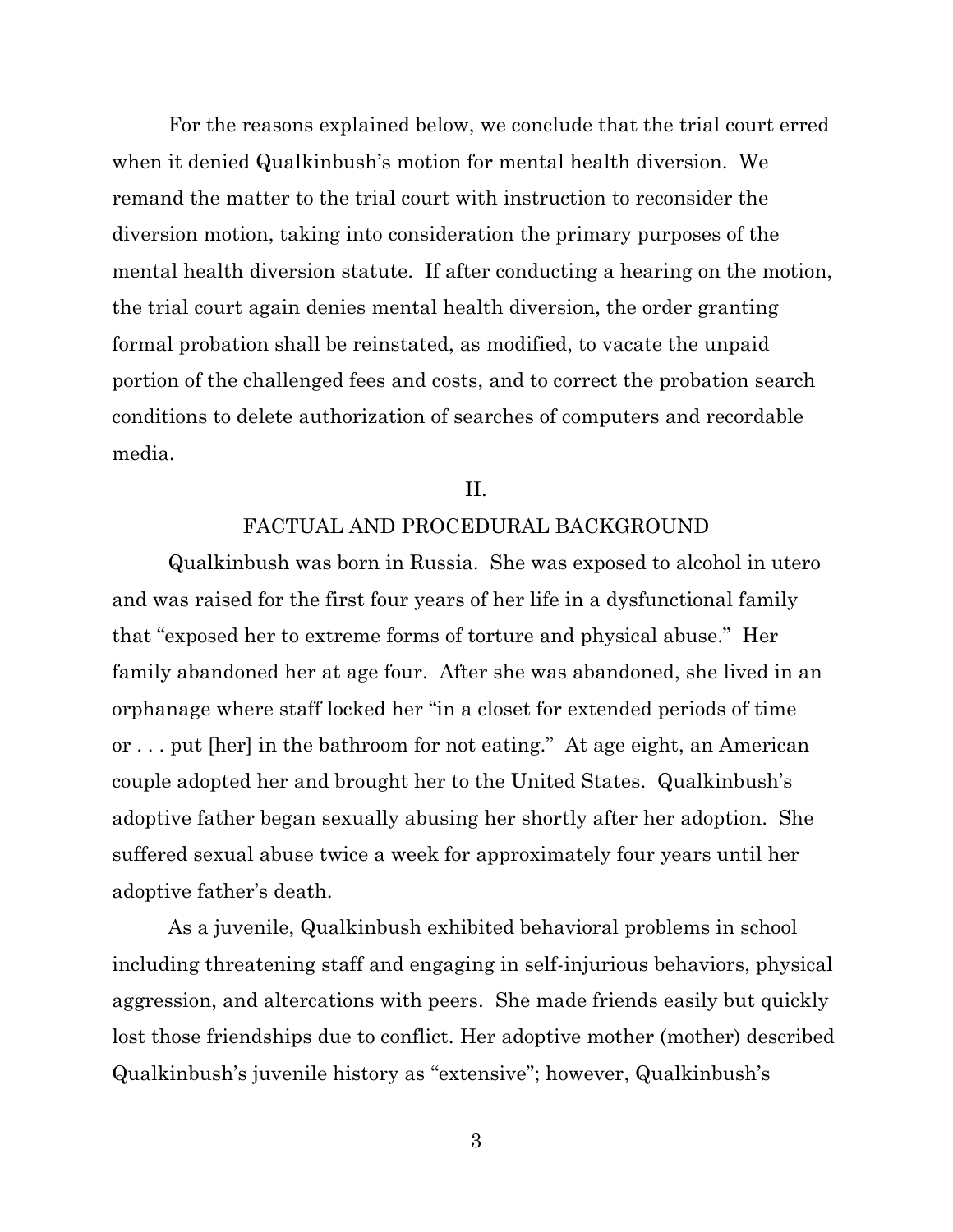For the reasons explained below, we conclude that the trial court erred when it denied Qualkinbush's motion for mental health diversion. We remand the matter to the trial court with instruction to reconsider the diversion motion, taking into consideration the primary purposes of the mental health diversion statute. If after conducting a hearing on the motion, the trial court again denies mental health diversion, the order granting formal probation shall be reinstated, as modified, to vacate the unpaid portion of the challenged fees and costs, and to correct the probation search conditions to delete authorization of searches of computers and recordable media.

## II.

## FACTUAL AND PROCEDURAL BACKGROUND

Qualkinbush was born in Russia. She was exposed to alcohol in utero and was raised for the first four years of her life in a dysfunctional family that "exposed her to extreme forms of torture and physical abuse." Her family abandoned her at age four. After she was abandoned, she lived in an orphanage where staff locked her "in a closet for extended periods of time or . . . put [her] in the bathroom for not eating." At age eight, an American couple adopted her and brought her to the United States. Qualkinbush's adoptive father began sexually abusing her shortly after her adoption. She suffered sexual abuse twice a week for approximately four years until her adoptive father's death.

As a juvenile, Qualkinbush exhibited behavioral problems in school including threatening staff and engaging in self-injurious behaviors, physical aggression, and altercations with peers. She made friends easily but quickly lost those friendships due to conflict. Her adoptive mother (mother) described Qualkinbush's juvenile history as "extensive"; however, Qualkinbush's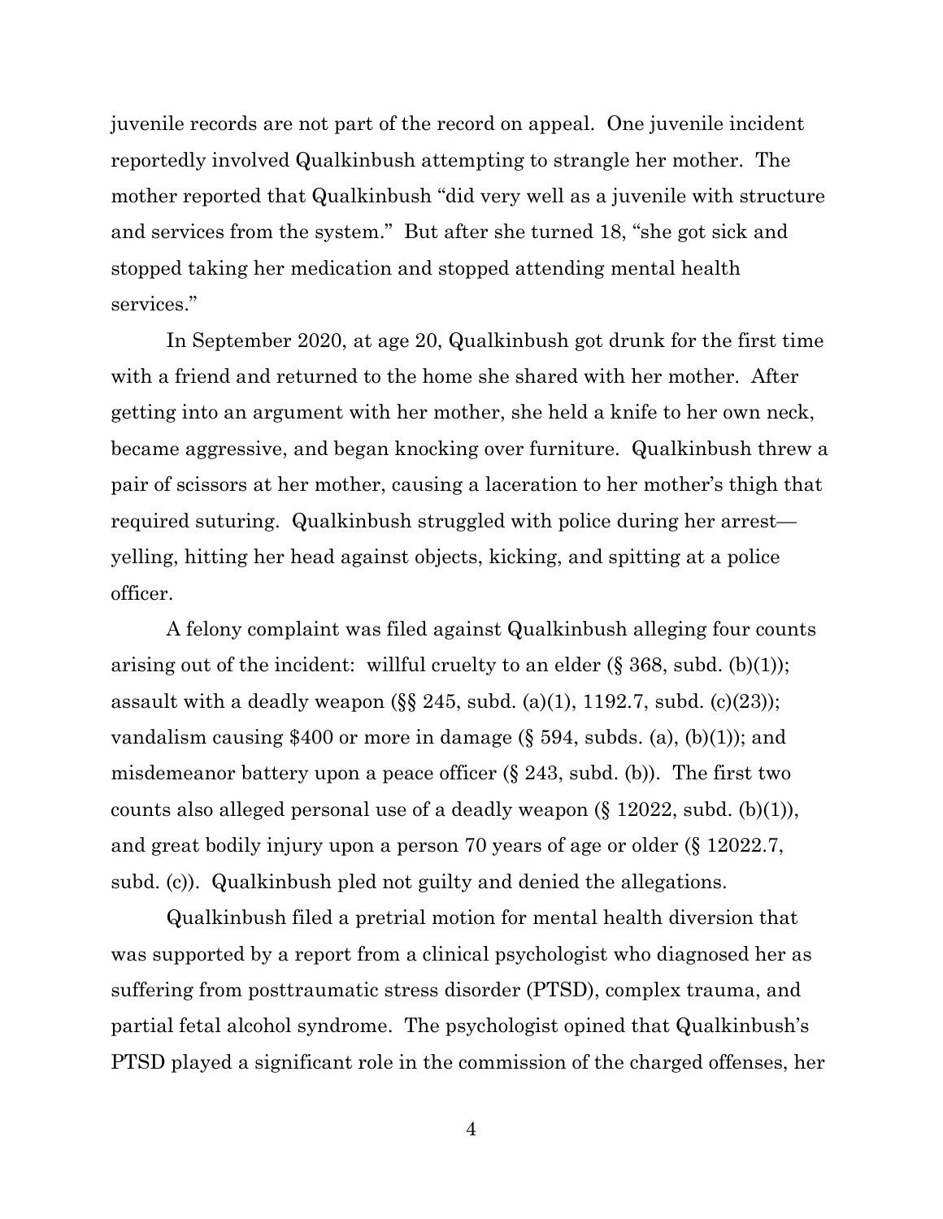juvenile records are not part of the record on appeal. One juvenile incident reportedly involved Qualkinbush attempting to strangle her mother. The mother reported that Qualkinbush "did very well as a juvenile with structure and services from the system." But after she turned 18, "she got sick and stopped taking her medication and stopped attending mental health services."

In September 2020, at age 20, Qualkinbush got drunk for the first time with a friend and returned to the home she shared with her mother. After getting into an argument with her mother, she held a knife to her own neck, became aggressive, and began knocking over furniture. Qualkinbush threw a pair of scissors at her mother, causing a laceration to her mother's thigh that required suturing. Qualkinbush struggled with police during her arrest—yelling, hitting her head against objects, kicking, and spitting at a police officer.

A felony complaint was filed against Qualkinbush alleging four counts arising out of the incident: willful cruelty to an elder (§ 368, subd. (b)(1)); assault with a deadly weapon (§§ 245, subd. (a)(1), 1192.7, subd. (c)(23)); vandalism causing $400 or more in damage (§ 594, subds. (a), (b)(1)); and misdemeanor battery upon a peace officer (§ 243, subd. (b)). The first two counts also alleged personal use of a deadly weapon (§ 12022, subd. (b)(1)), and great bodily injury upon a person 70 years of age or older (§ 12022.7, subd. (c)). Qualkinbush pled not guilty and denied the allegations.

Qualkinbush filed a pretrial motion for mental health diversion that was supported by a report from a clinical psychologist who diagnosed her as suffering from posttraumatic stress disorder (PTSD), complex trauma, and partial fetal alcohol syndrome. The psychologist opined that Qualkinbush's PTSD played a significant role in the commission of the charged offenses, her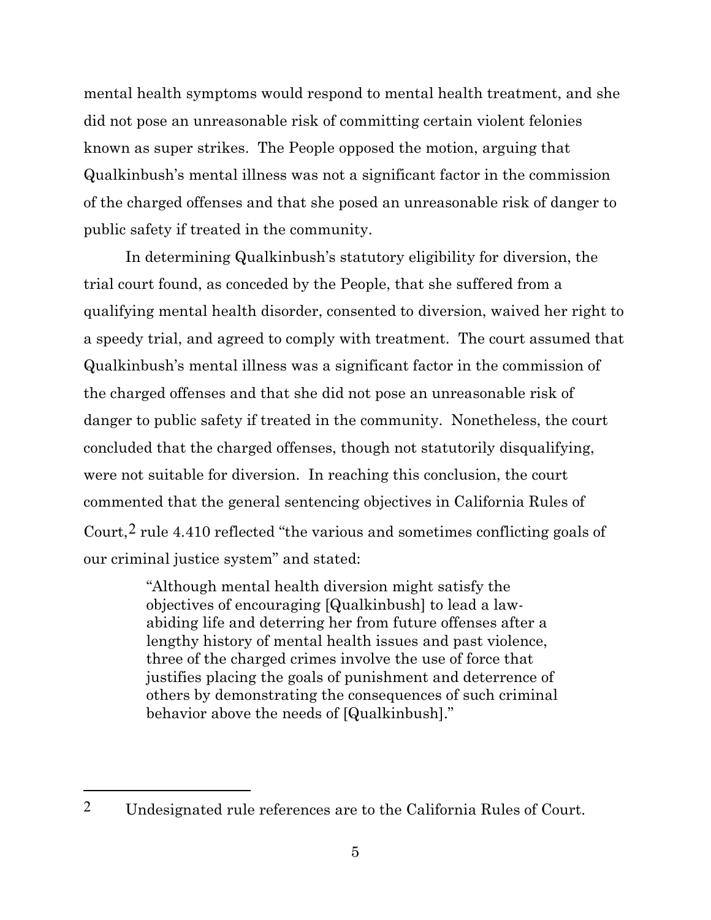mental health symptoms would respond to mental health treatment, and she did not pose an unreasonable risk of committing certain violent felonies known as super strikes. The People opposed the motion, arguing that Qualkinbush's mental illness was not a significant factor in the commission of the charged offenses and that she posed an unreasonable risk of danger to public safety if treated in the community.

In determining Qualkinbush's statutory eligibility for diversion, the trial court found, as conceded by the People, that she suffered from a qualifying mental health disorder, consented to diversion, waived her right to a speedy trial, and agreed to comply with treatment. The court assumed that Qualkinbush's mental illness was a significant factor in the commission of the charged offenses and that she did not pose an unreasonable risk of danger to public safety if treated in the community. Nonetheless, the court concluded that the charged offenses, though not statutorily disqualifying, were not suitable for diversion. In reaching this conclusion, the court commented that the general sentencing objectives in California Rules of Court,[2] rule 4.410 reflected "the various and sometimes conflicting goals of our criminal justice system" and stated:

> "Although mental health diversion might satisfy the objectives of encouraging [Qualkinbush] to lead a law-abiding life and deterring her from future offenses after a lengthy history of mental health issues and past violence, three of the charged crimes involve the use of force that justifies placing the goals of punishment and deterrence of others by demonstrating the consequences of such criminal behavior above the needs of [Qualkinbush]."

---

[2] Undesignated rule references are to the California Rules of Court.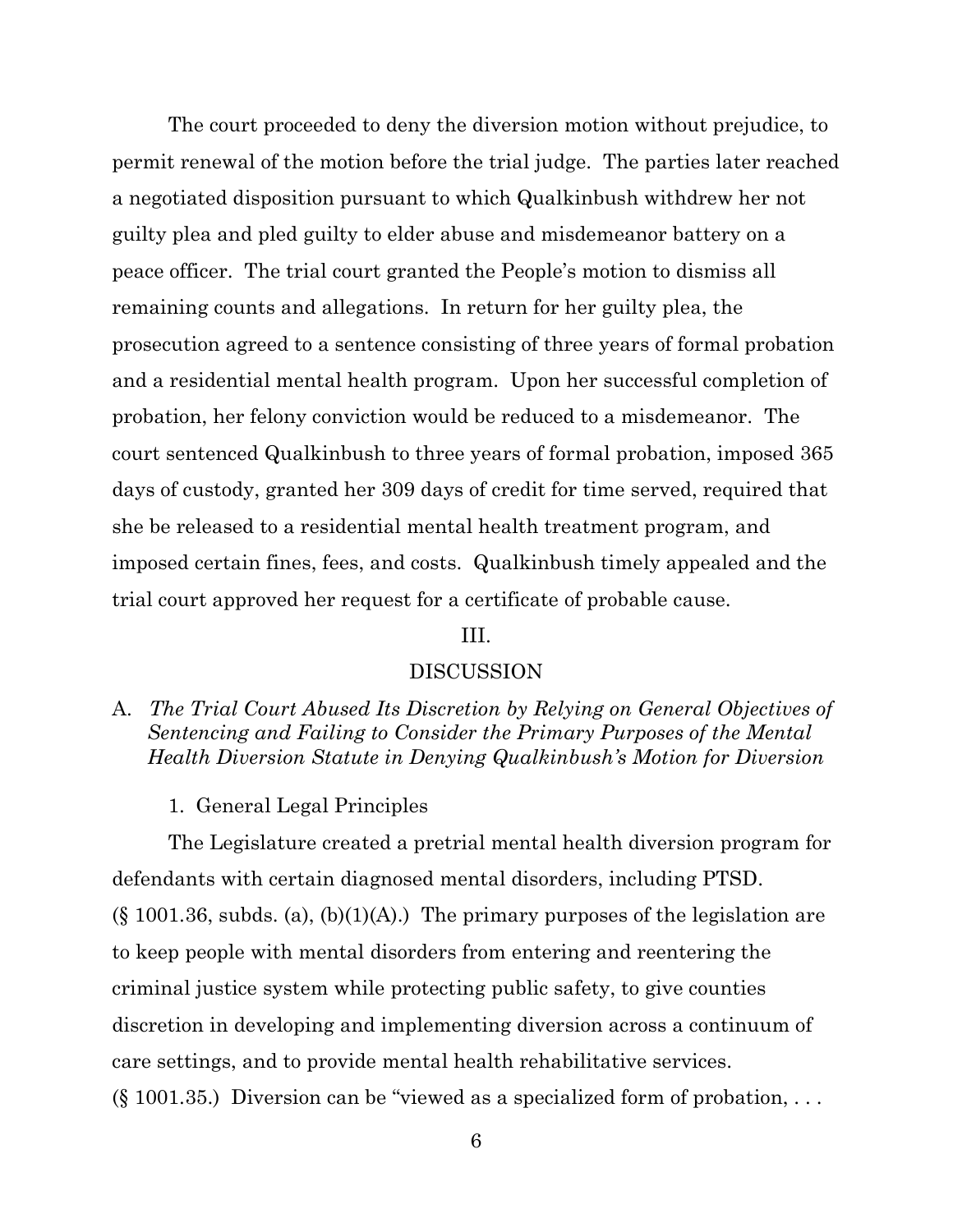The court proceeded to deny the diversion motion without prejudice, to permit renewal of the motion before the trial judge. The parties later reached a negotiated disposition pursuant to which Qualkinbush withdrew her not guilty plea and pled guilty to elder abuse and misdemeanor battery on a peace officer. The trial court granted the People's motion to dismiss all remaining counts and allegations. In return for her guilty plea, the prosecution agreed to a sentence consisting of three years of formal probation and a residential mental health program. Upon her successful completion of probation, her felony conviction would be reduced to a misdemeanor. The court sentenced Qualkinbush to three years of formal probation, imposed 365 days of custody, granted her 309 days of credit for time served, required that she be released to a residential mental health treatment program, and imposed certain fines, fees, and costs. Qualkinbush timely appealed and the trial court approved her request for a certificate of probable cause.

## III.

## DISCUSSION

### A. *The Trial Court Abused Its Discretion by Relying on General Objectives of Sentencing and Failing to Consider the Primary Purposes of the Mental Health Diversion Statute in Denying Qualkinbush's Motion for Diversion*

#### 1. General Legal Principles

The Legislature created a pretrial mental health diversion program for defendants with certain diagnosed mental disorders, including PTSD. (§ 1001.36, subds. (a), (b)(1)(A).) The primary purposes of the legislation are to keep people with mental disorders from entering and reentering the criminal justice system while protecting public safety, to give counties discretion in developing and implementing diversion across a continuum of care settings, and to provide mental health rehabilitative services. (§ 1001.35.) Diversion can be "viewed as a specialized form of probation, . . .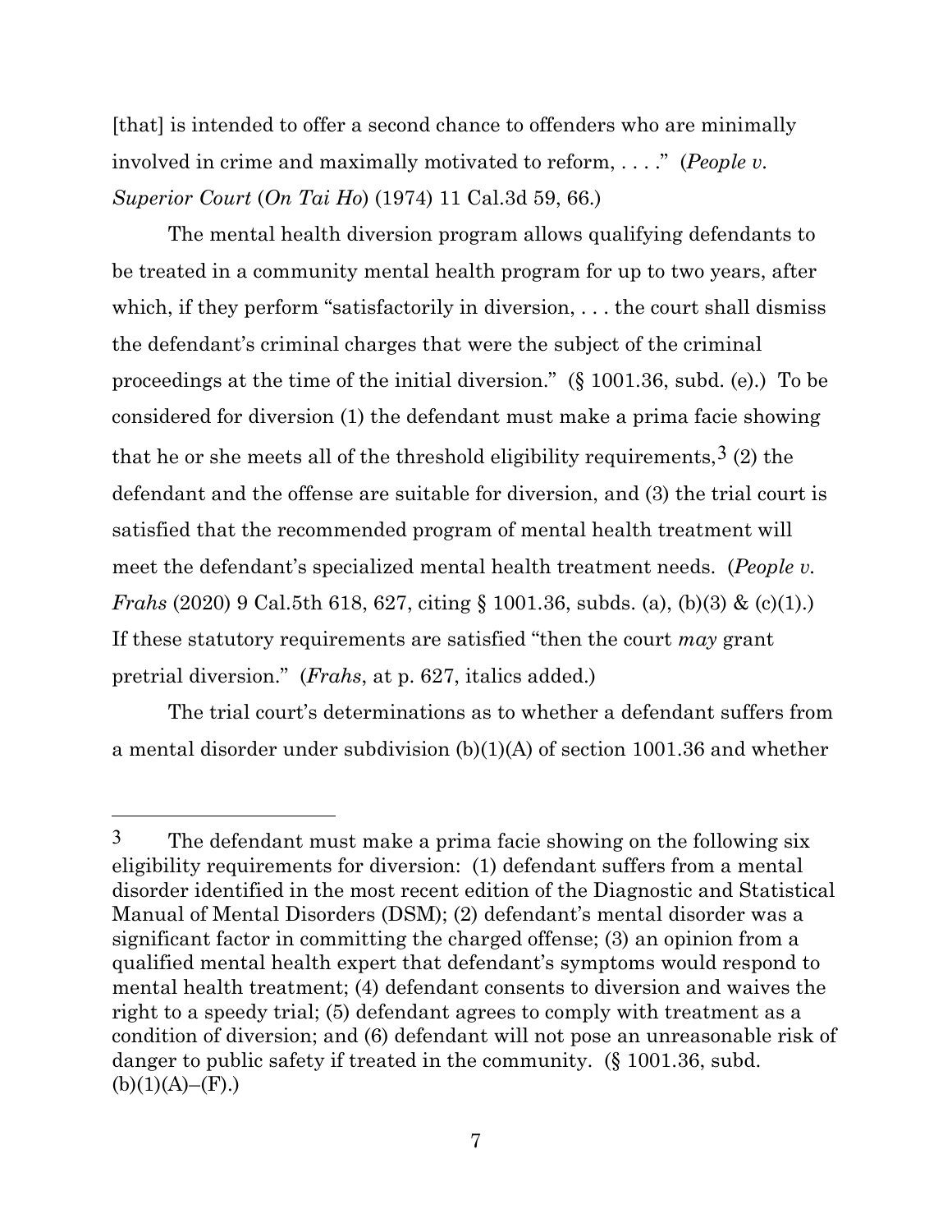[that] is intended to offer a second chance to offenders who are minimally involved in crime and maximally motivated to reform, . . . ." (*People v. Superior Court* (*On Tai Ho*) (1974) 11 Cal.3d 59, 66.)

The mental health diversion program allows qualifying defendants to be treated in a community mental health program for up to two years, after which, if they perform "satisfactorily in diversion, . . . the court shall dismiss the defendant's criminal charges that were the subject of the criminal proceedings at the time of the initial diversion." (§ 1001.36, subd. (e).) To be considered for diversion (1) the defendant must make a prima facie showing that he or she meets all of the threshold eligibility requirements,[3] (2) the defendant and the offense are suitable for diversion, and (3) the trial court is satisfied that the recommended program of mental health treatment will meet the defendant's specialized mental health treatment needs. (*People v. Frahs* (2020) 9 Cal.5th 618, 627, citing § 1001.36, subds. (a), (b)(3) & (c)(1).) If these statutory requirements are satisfied "then the court *may* grant pretrial diversion." (*Frahs*, at p. 627, italics added.)

The trial court's determinations as to whether a defendant suffers from a mental disorder under subdivision (b)(1)(A) of section 1001.36 and whether

---

[3] The defendant must make a prima facie showing on the following six eligibility requirements for diversion: (1) defendant suffers from a mental disorder identified in the most recent edition of the Diagnostic and Statistical Manual of Mental Disorders (DSM); (2) defendant's mental disorder was a significant factor in committing the charged offense; (3) an opinion from a qualified mental health expert that defendant's symptoms would respond to mental health treatment; (4) defendant consents to diversion and waives the right to a speedy trial; (5) defendant agrees to comply with treatment as a condition of diversion; and (6) defendant will not pose an unreasonable risk of danger to public safety if treated in the community. (§ 1001.36, subd. (b)(1)(A)–(F).)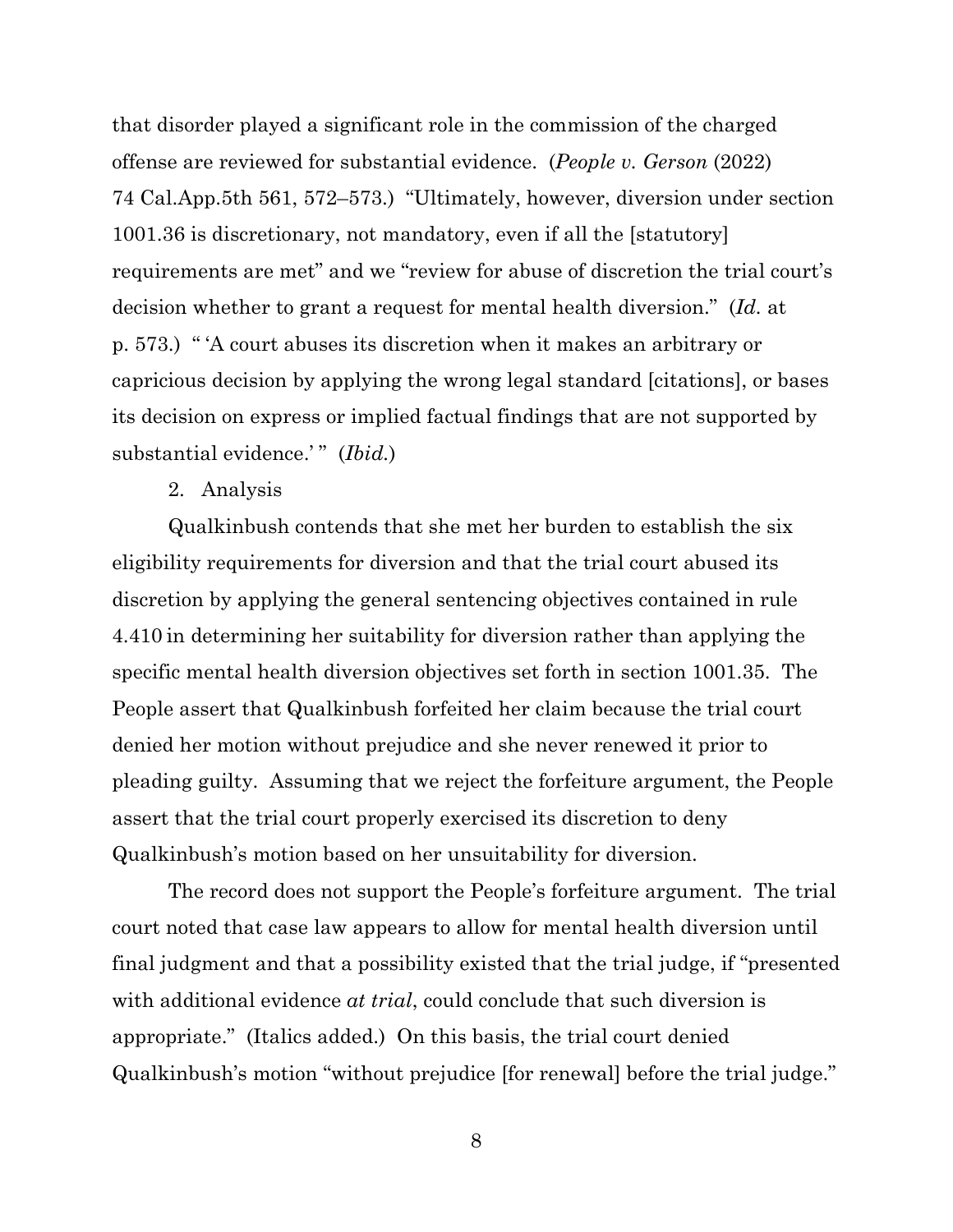that disorder played a significant role in the commission of the charged offense are reviewed for substantial evidence. (*People v. Gerson* (2022) 74 Cal.App.5th 561, 572–573.) "Ultimately, however, diversion under section 1001.36 is discretionary, not mandatory, even if all the [statutory] requirements are met" and we "review for abuse of discretion the trial court's decision whether to grant a request for mental health diversion." (*Id.* at p. 573.) " 'A court abuses its discretion when it makes an arbitrary or capricious decision by applying the wrong legal standard [citations], or bases its decision on express or implied factual findings that are not supported by substantial evidence.' " (*Ibid.*)

2. Analysis

Qualkinbush contends that she met her burden to establish the six eligibility requirements for diversion and that the trial court abused its discretion by applying the general sentencing objectives contained in rule 4.410 in determining her suitability for diversion rather than applying the specific mental health diversion objectives set forth in section 1001.35. The People assert that Qualkinbush forfeited her claim because the trial court denied her motion without prejudice and she never renewed it prior to pleading guilty. Assuming that we reject the forfeiture argument, the People assert that the trial court properly exercised its discretion to deny Qualkinbush's motion based on her unsuitability for diversion.

The record does not support the People's forfeiture argument. The trial court noted that case law appears to allow for mental health diversion until final judgment and that a possibility existed that the trial judge, if "presented with additional evidence *at trial*, could conclude that such diversion is appropriate." (Italics added.) On this basis, the trial court denied Qualkinbush's motion "without prejudice [for renewal] before the trial judge."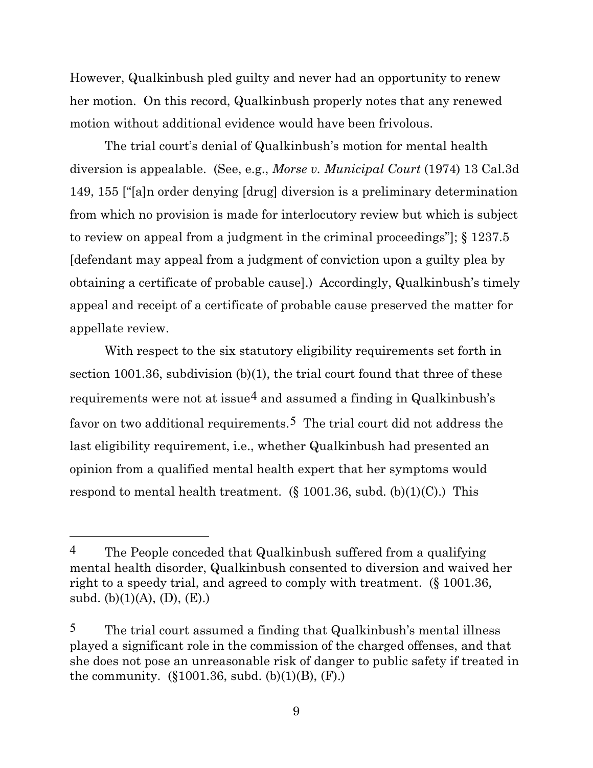However, Qualkinbush pled guilty and never had an opportunity to renew her motion. On this record, Qualkinbush properly notes that any renewed motion without additional evidence would have been frivolous.

The trial court's denial of Qualkinbush's motion for mental health diversion is appealable. (See, e.g., *Morse v. Municipal Court* (1974) 13 Cal.3d 149, 155 ["[a]n order denying [drug] diversion is a preliminary determination from which no provision is made for interlocutory review but which is subject to review on appeal from a judgment in the criminal proceedings"]; § 1237.5 [defendant may appeal from a judgment of conviction upon a guilty plea by obtaining a certificate of probable cause].) Accordingly, Qualkinbush's timely appeal and receipt of a certificate of probable cause preserved the matter for appellate review.

With respect to the six statutory eligibility requirements set forth in section 1001.36, subdivision (b)(1), the trial court found that three of these requirements were not at issue[4] and assumed a finding in Qualkinbush's favor on two additional requirements.[5] The trial court did not address the last eligibility requirement, i.e., whether Qualkinbush had presented an opinion from a qualified mental health expert that her symptoms would respond to mental health treatment. (§ 1001.36, subd. (b)(1)(C).) This

---

[4] The People conceded that Qualkinbush suffered from a qualifying mental health disorder, Qualkinbush consented to diversion and waived her right to a speedy trial, and agreed to comply with treatment. (§ 1001.36, subd. (b)(1)(A), (D), (E).)

[5] The trial court assumed a finding that Qualkinbush's mental illness played a significant role in the commission of the charged offenses, and that she does not pose an unreasonable risk of danger to public safety if treated in the community. (§1001.36, subd. (b)(1)(B), (F).)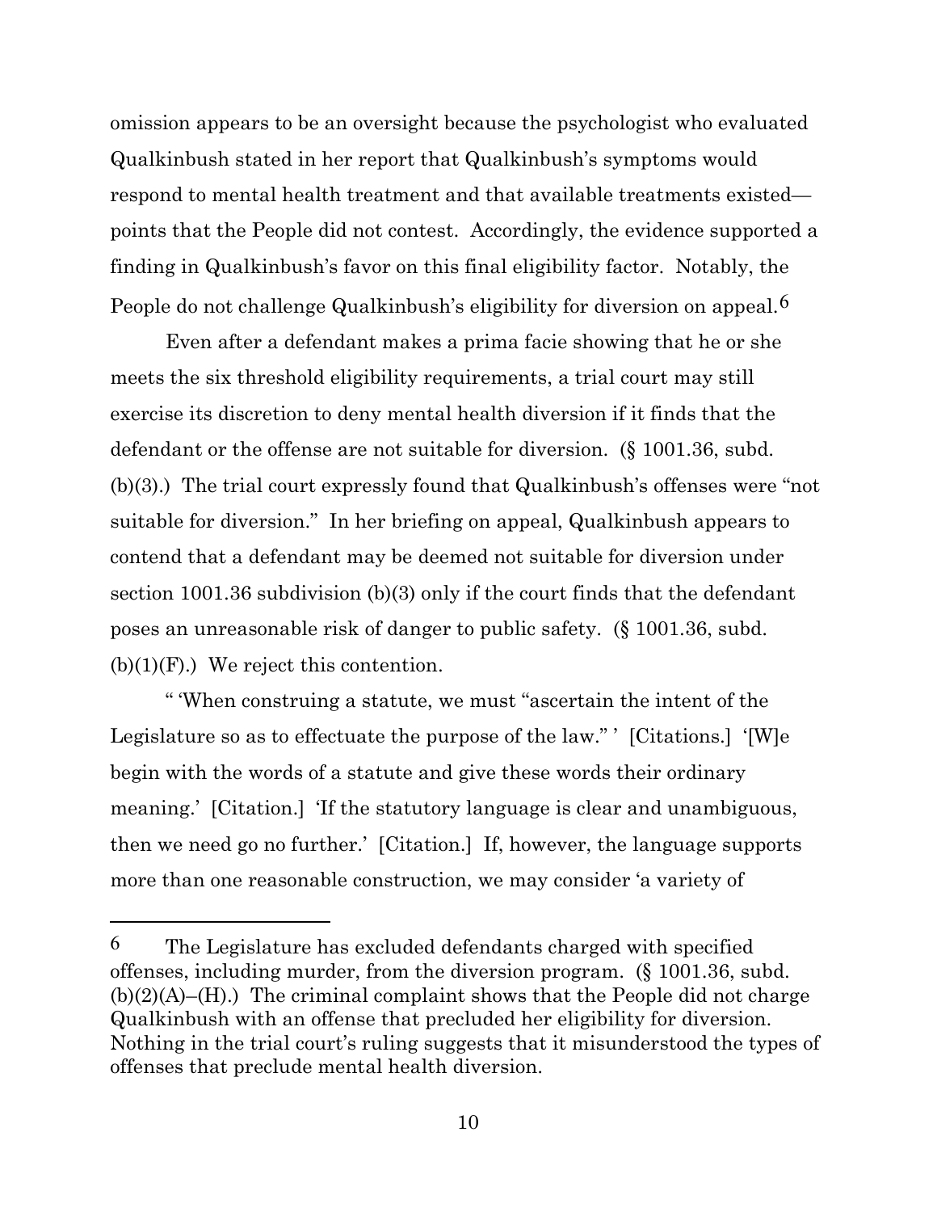omission appears to be an oversight because the psychologist who evaluated Qualkinbush stated in her report that Qualkinbush's symptoms would respond to mental health treatment and that available treatments existed—points that the People did not contest. Accordingly, the evidence supported a finding in Qualkinbush's favor on this final eligibility factor. Notably, the People do not challenge Qualkinbush's eligibility for diversion on appeal.[6]

Even after a defendant makes a prima facie showing that he or she meets the six threshold eligibility requirements, a trial court may still exercise its discretion to deny mental health diversion if it finds that the defendant or the offense are not suitable for diversion. (§ 1001.36, subd. (b)(3).) The trial court expressly found that Qualkinbush's offenses were "not suitable for diversion." In her briefing on appeal, Qualkinbush appears to contend that a defendant may be deemed not suitable for diversion under section 1001.36 subdivision (b)(3) only if the court finds that the defendant poses an unreasonable risk of danger to public safety. (§ 1001.36, subd. (b)(1)(F).) We reject this contention.

" 'When construing a statute, we must "ascertain the intent of the Legislature so as to effectuate the purpose of the law." ' [Citations.] '[W]e begin with the words of a statute and give these words their ordinary meaning.' [Citation.] 'If the statutory language is clear and unambiguous, then we need go no further.' [Citation.] If, however, the language supports more than one reasonable construction, we may consider 'a variety of

---

[6] The Legislature has excluded defendants charged with specified offenses, including murder, from the diversion program. (§ 1001.36, subd. (b)(2)(A)–(H).) The criminal complaint shows that the People did not charge Qualkinbush with an offense that precluded her eligibility for diversion. Nothing in the trial court's ruling suggests that it misunderstood the types of offenses that preclude mental health diversion.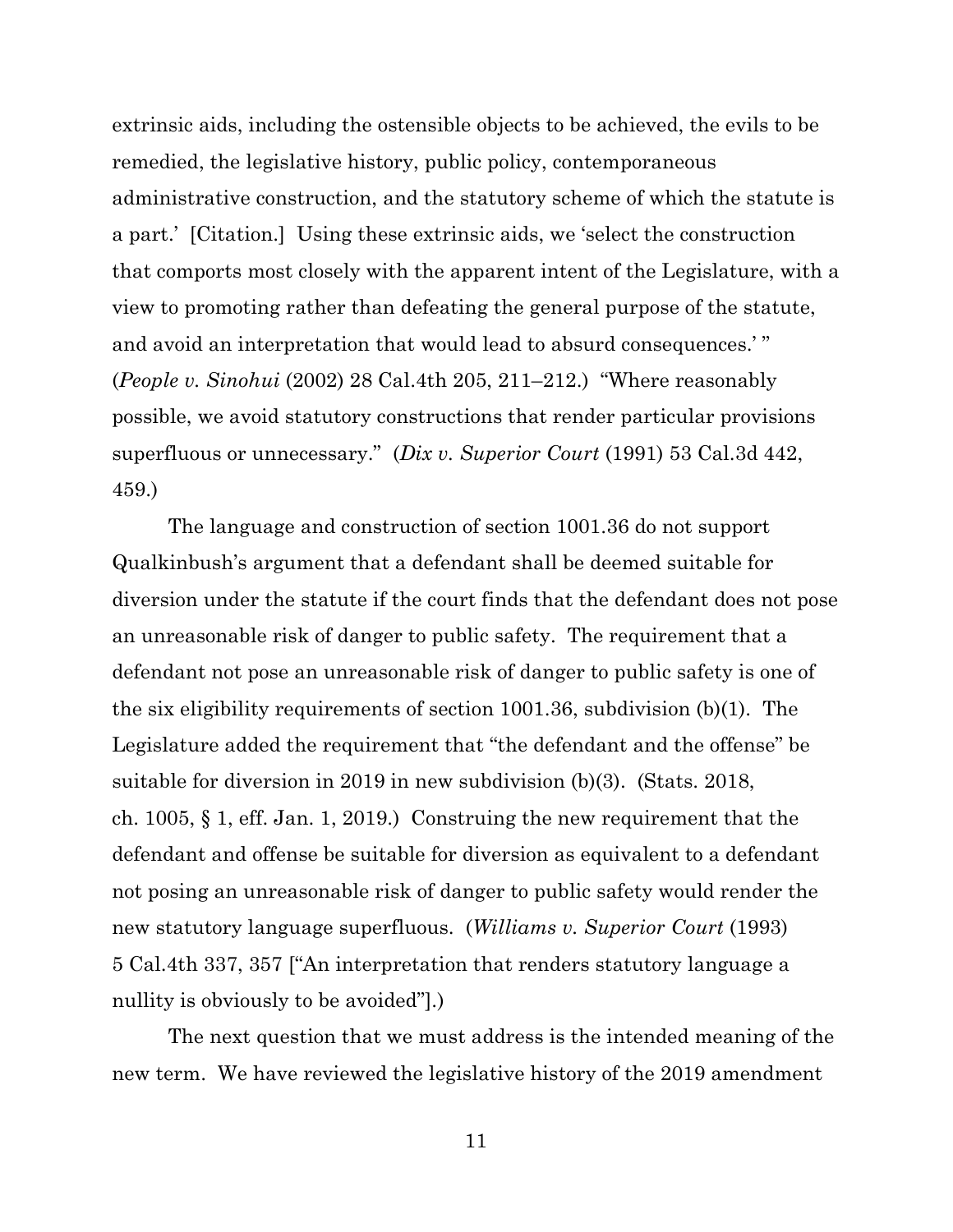extrinsic aids, including the ostensible objects to be achieved, the evils to be remedied, the legislative history, public policy, contemporaneous administrative construction, and the statutory scheme of which the statute is a part.' [Citation.] Using these extrinsic aids, we 'select the construction that comports most closely with the apparent intent of the Legislature, with a view to promoting rather than defeating the general purpose of the statute, and avoid an interpretation that would lead to absurd consequences.' " (*People v. Sinohui* (2002) 28 Cal.4th 205, 211–212.) "Where reasonably possible, we avoid statutory constructions that render particular provisions superfluous or unnecessary." (*Dix v. Superior Court* (1991) 53 Cal.3d 442, 459.)

The language and construction of section 1001.36 do not support Qualkinbush's argument that a defendant shall be deemed suitable for diversion under the statute if the court finds that the defendant does not pose an unreasonable risk of danger to public safety. The requirement that a defendant not pose an unreasonable risk of danger to public safety is one of the six eligibility requirements of section 1001.36, subdivision (b)(1). The Legislature added the requirement that "the defendant and the offense" be suitable for diversion in 2019 in new subdivision (b)(3). (Stats. 2018, ch. 1005, § 1, eff. Jan. 1, 2019.) Construing the new requirement that the defendant and offense be suitable for diversion as equivalent to a defendant not posing an unreasonable risk of danger to public safety would render the new statutory language superfluous. (*Williams v. Superior Court* (1993) 5 Cal.4th 337, 357 ["An interpretation that renders statutory language a nullity is obviously to be avoided"].)

The next question that we must address is the intended meaning of the new term. We have reviewed the legislative history of the 2019 amendment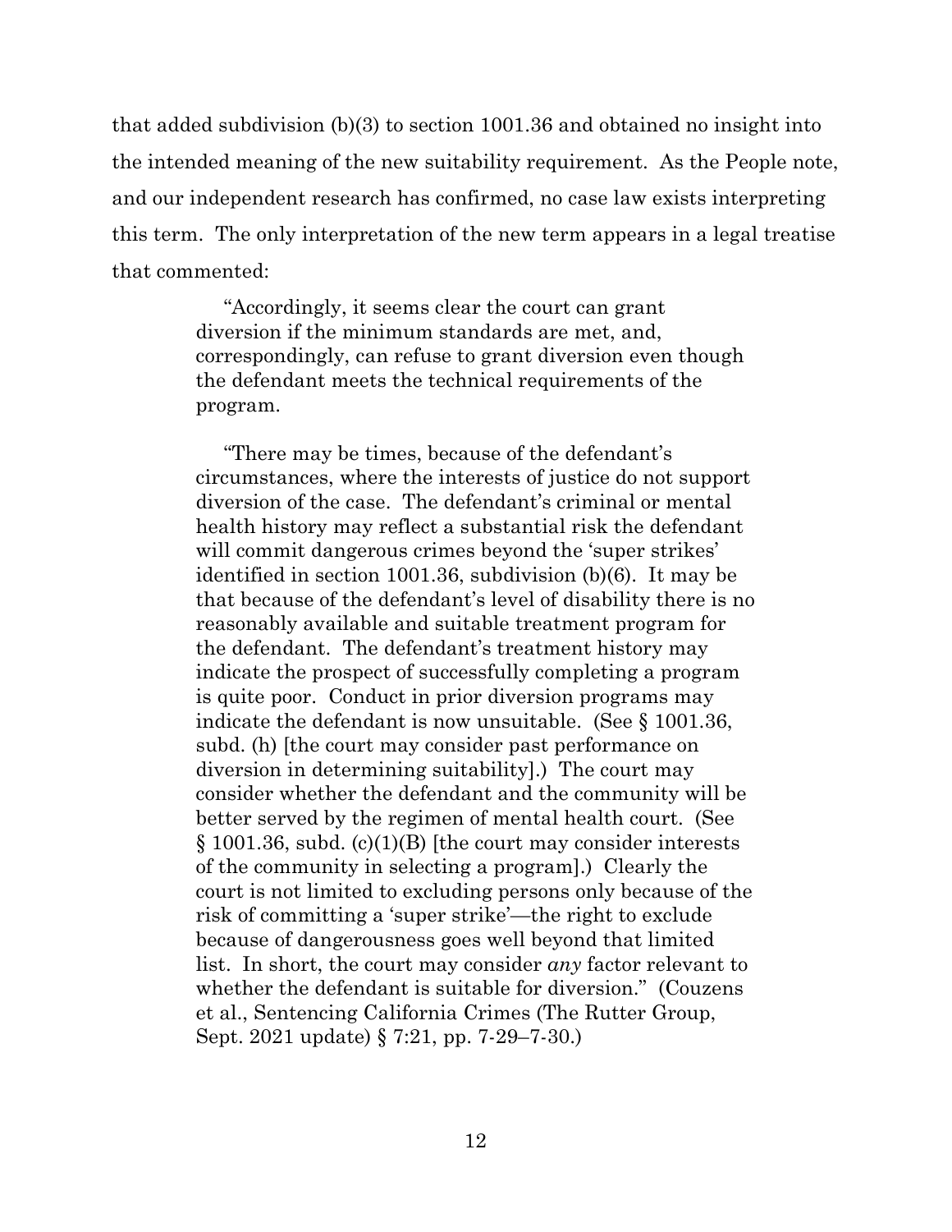that added subdivision (b)(3) to section 1001.36 and obtained no insight into the intended meaning of the new suitability requirement. As the People note, and our independent research has confirmed, no case law exists interpreting this term. The only interpretation of the new term appears in a legal treatise that commented:

> "Accordingly, it seems clear the court can grant diversion if the minimum standards are met, and, correspondingly, can refuse to grant diversion even though the defendant meets the technical requirements of the program.
>
> "There may be times, because of the defendant's circumstances, where the interests of justice do not support diversion of the case. The defendant's criminal or mental health history may reflect a substantial risk the defendant will commit dangerous crimes beyond the 'super strikes' identified in section 1001.36, subdivision (b)(6). It may be that because of the defendant's level of disability there is no reasonably available and suitable treatment program for the defendant. The defendant's treatment history may indicate the prospect of successfully completing a program is quite poor. Conduct in prior diversion programs may indicate the defendant is now unsuitable. (See § 1001.36, subd. (h) [the court may consider past performance on diversion in determining suitability].) The court may consider whether the defendant and the community will be better served by the regimen of mental health court. (See § 1001.36, subd. (c)(1)(B) [the court may consider interests of the community in selecting a program].) Clearly the court is not limited to excluding persons only because of the risk of committing a 'super strike'—the right to exclude because of dangerousness goes well beyond that limited list. In short, the court may consider *any* factor relevant to whether the defendant is suitable for diversion." (Couzens et al., Sentencing California Crimes (The Rutter Group, Sept. 2021 update) § 7:21, pp. 7-29–7-30.)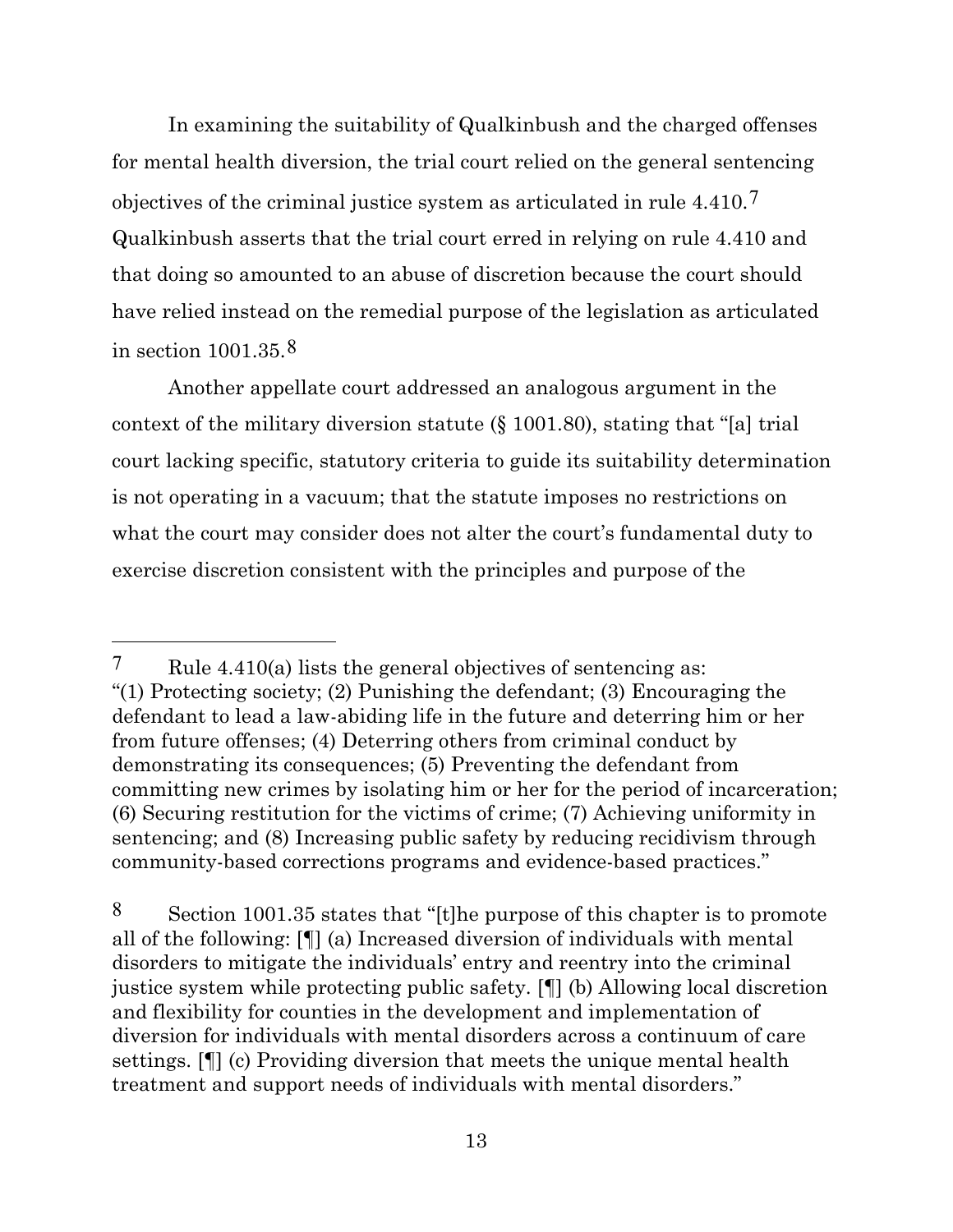In examining the suitability of Qualkinbush and the charged offenses for mental health diversion, the trial court relied on the general sentencing objectives of the criminal justice system as articulated in rule 4.410.[7] Qualkinbush asserts that the trial court erred in relying on rule 4.410 and that doing so amounted to an abuse of discretion because the court should have relied instead on the remedial purpose of the legislation as articulated in section 1001.35.[8]

Another appellate court addressed an analogous argument in the context of the military diversion statute (§ 1001.80), stating that "[a] trial court lacking specific, statutory criteria to guide its suitability determination is not operating in a vacuum; that the statute imposes no restrictions on what the court may consider does not alter the court's fundamental duty to exercise discretion consistent with the principles and purpose of the

---

[7] Rule 4.410(a) lists the general objectives of sentencing as: "(1) Protecting society; (2) Punishing the defendant; (3) Encouraging the defendant to lead a law-abiding life in the future and deterring him or her from future offenses; (4) Deterring others from criminal conduct by demonstrating its consequences; (5) Preventing the defendant from committing new crimes by isolating him or her for the period of incarceration; (6) Securing restitution for the victims of crime; (7) Achieving uniformity in sentencing; and (8) Increasing public safety by reducing recidivism through community-based corrections programs and evidence-based practices."

[8] Section 1001.35 states that "[t]he purpose of this chapter is to promote all of the following: [¶] (a) Increased diversion of individuals with mental disorders to mitigate the individuals' entry and reentry into the criminal justice system while protecting public safety. [¶] (b) Allowing local discretion and flexibility for counties in the development and implementation of diversion for individuals with mental disorders across a continuum of care settings. [¶] (c) Providing diversion that meets the unique mental health treatment and support needs of individuals with mental disorders."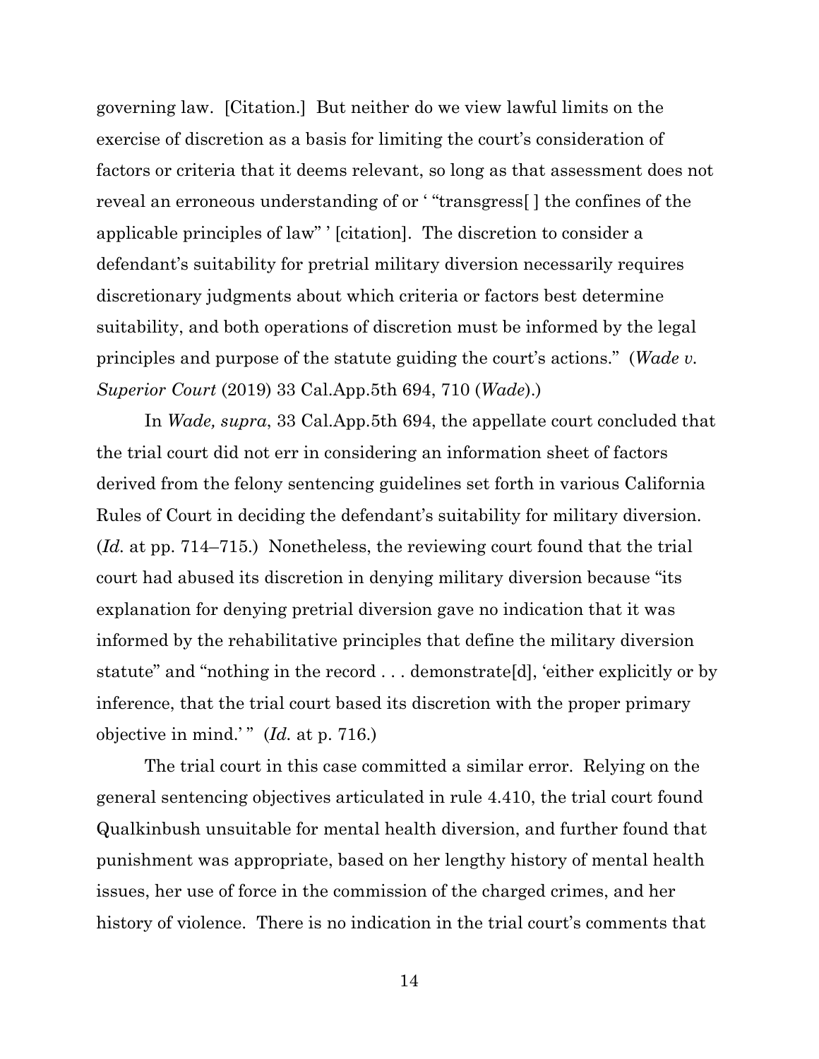governing law. [Citation.] But neither do we view lawful limits on the exercise of discretion as a basis for limiting the court's consideration of factors or criteria that it deems relevant, so long as that assessment does not reveal an erroneous understanding of or ' "transgress[ ] the confines of the applicable principles of law" ' [citation]. The discretion to consider a defendant's suitability for pretrial military diversion necessarily requires discretionary judgments about which criteria or factors best determine suitability, and both operations of discretion must be informed by the legal principles and purpose of the statute guiding the court's actions." (*Wade v. Superior Court* (2019) 33 Cal.App.5th 694, 710 (*Wade*).)

In *Wade, supra*, 33 Cal.App.5th 694, the appellate court concluded that the trial court did not err in considering an information sheet of factors derived from the felony sentencing guidelines set forth in various California Rules of Court in deciding the defendant's suitability for military diversion. (*Id.* at pp. 714–715.) Nonetheless, the reviewing court found that the trial court had abused its discretion in denying military diversion because "its explanation for denying pretrial diversion gave no indication that it was informed by the rehabilitative principles that define the military diversion statute" and "nothing in the record . . . demonstrate[d], 'either explicitly or by inference, that the trial court based its discretion with the proper primary objective in mind.' " (*Id.* at p. 716.)

The trial court in this case committed a similar error. Relying on the general sentencing objectives articulated in rule 4.410, the trial court found Qualkinbush unsuitable for mental health diversion, and further found that punishment was appropriate, based on her lengthy history of mental health issues, her use of force in the commission of the charged crimes, and her history of violence. There is no indication in the trial court's comments that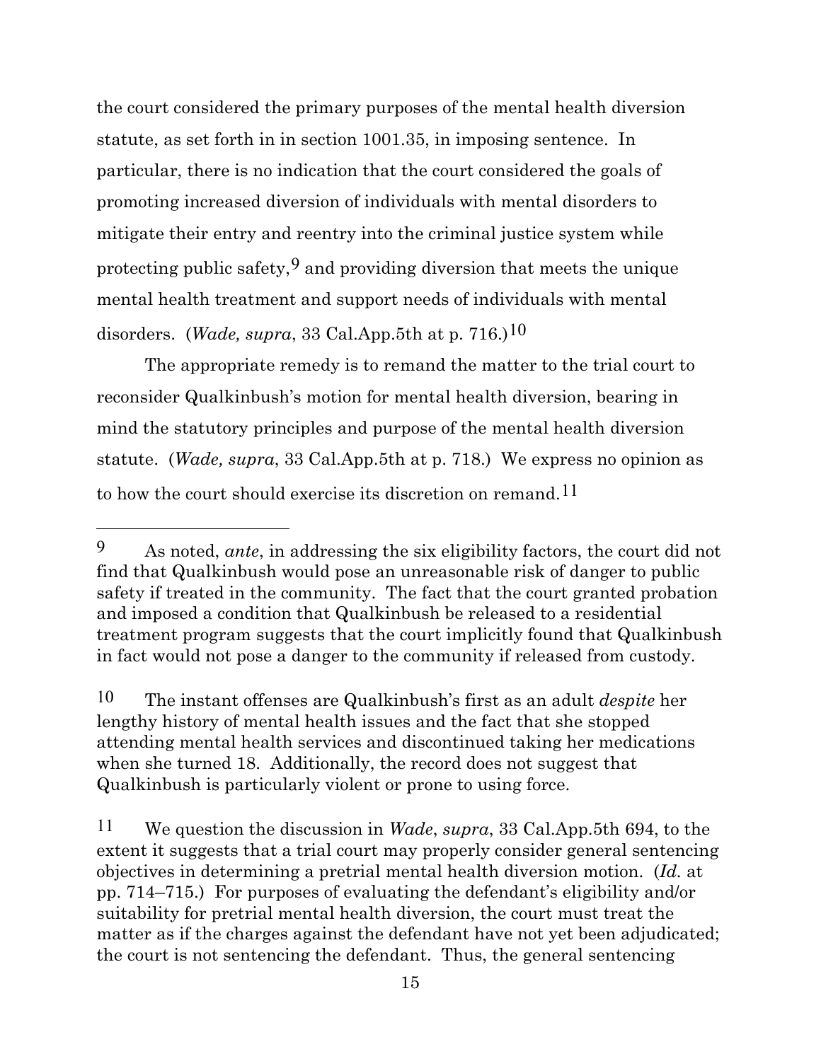the court considered the primary purposes of the mental health diversion statute, as set forth in in section 1001.35, in imposing sentence. In particular, there is no indication that the court considered the goals of promoting increased diversion of individuals with mental disorders to mitigate their entry and reentry into the criminal justice system while protecting public safety,[9] and providing diversion that meets the unique mental health treatment and support needs of individuals with mental disorders. (*Wade, supra*, 33 Cal.App.5th at p. 716.)[10]

The appropriate remedy is to remand the matter to the trial court to reconsider Qualkinbush's motion for mental health diversion, bearing in mind the statutory principles and purpose of the mental health diversion statute. (*Wade, supra*, 33 Cal.App.5th at p. 718.) We express no opinion as to how the court should exercise its discretion on remand.[11]

---

[9] As noted, *ante*, in addressing the six eligibility factors, the court did not find that Qualkinbush would pose an unreasonable risk of danger to public safety if treated in the community. The fact that the court granted probation and imposed a condition that Qualkinbush be released to a residential treatment program suggests that the court implicitly found that Qualkinbush in fact would not pose a danger to the community if released from custody.

[10] The instant offenses are Qualkinbush's first as an adult *despite* her lengthy history of mental health issues and the fact that she stopped attending mental health services and discontinued taking her medications when she turned 18. Additionally, the record does not suggest that Qualkinbush is particularly violent or prone to using force.

[11] We question the discussion in *Wade*, *supra*, 33 Cal.App.5th 694, to the extent it suggests that a trial court may properly consider general sentencing objectives in determining a pretrial mental health diversion motion. (*Id.* at pp. 714–715.) For purposes of evaluating the defendant's eligibility and/or suitability for pretrial mental health diversion, the court must treat the matter as if the charges against the defendant have not yet been adjudicated; the court is not sentencing the defendant. Thus, the general sentencing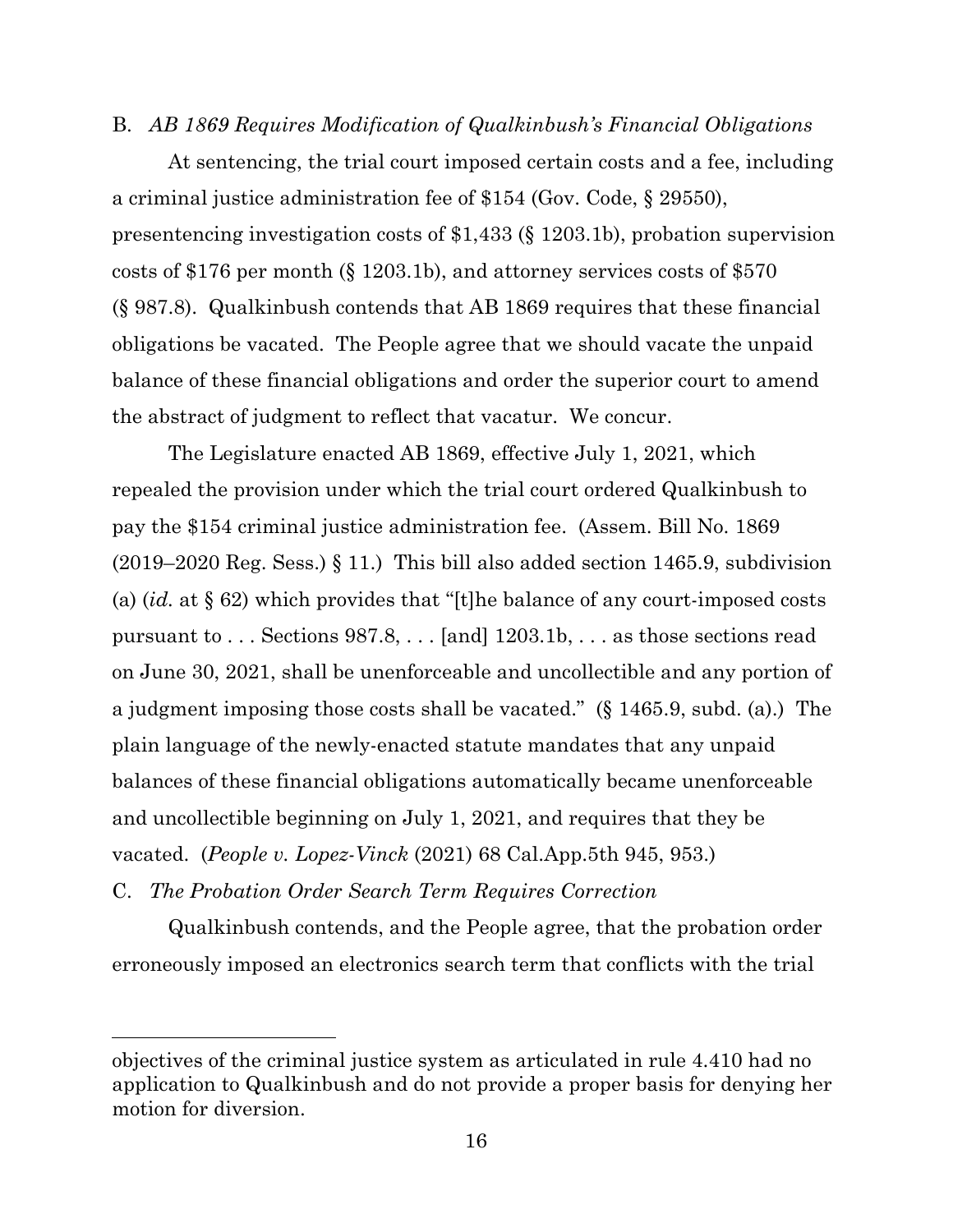B. *AB 1869 Requires Modification of Qualkinbush's Financial Obligations*

At sentencing, the trial court imposed certain costs and a fee, including a criminal justice administration fee of $154 (Gov. Code, § 29550), presentencing investigation costs of $1,433 (§ 1203.1b), probation supervision costs of $176 per month (§ 1203.1b), and attorney services costs of $570 (§ 987.8). Qualkinbush contends that AB 1869 requires that these financial obligations be vacated. The People agree that we should vacate the unpaid balance of these financial obligations and order the superior court to amend the abstract of judgment to reflect that vacatur. We concur.

The Legislature enacted AB 1869, effective July 1, 2021, which repealed the provision under which the trial court ordered Qualkinbush to pay the $154 criminal justice administration fee. (Assem. Bill No. 1869 (2019–2020 Reg. Sess.) § 11.) This bill also added section 1465.9, subdivision (a) (*id.* at § 62) which provides that "[t]he balance of any court-imposed costs pursuant to . . . Sections 987.8, . . . [and] 1203.1b, . . . as those sections read on June 30, 2021, shall be unenforceable and uncollectible and any portion of a judgment imposing those costs shall be vacated." (§ 1465.9, subd. (a).) The plain language of the newly-enacted statute mandates that any unpaid balances of these financial obligations automatically became unenforceable and uncollectible beginning on July 1, 2021, and requires that they be vacated. (*People v. Lopez-Vinck* (2021) 68 Cal.App.5th 945, 953.)

C. *The Probation Order Search Term Requires Correction*

Qualkinbush contends, and the People agree, that the probation order erroneously imposed an electronics search term that conflicts with the trial

---

objectives of the criminal justice system as articulated in rule 4.410 had no application to Qualkinbush and do not provide a proper basis for denying her motion for diversion.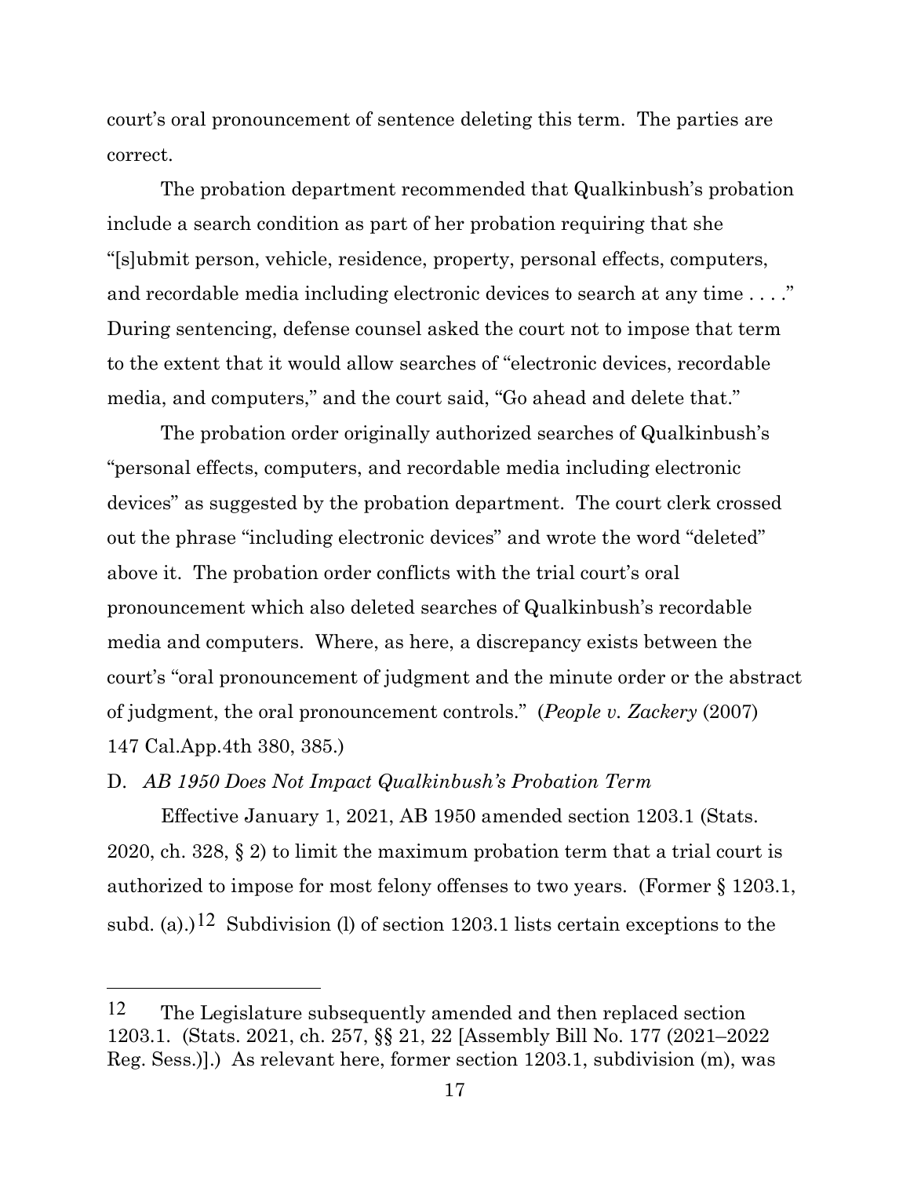court's oral pronouncement of sentence deleting this term. The parties are correct.

The probation department recommended that Qualkinbush's probation include a search condition as part of her probation requiring that she "[s]ubmit person, vehicle, residence, property, personal effects, computers, and recordable media including electronic devices to search at any time . . . ." During sentencing, defense counsel asked the court not to impose that term to the extent that it would allow searches of "electronic devices, recordable media, and computers," and the court said, "Go ahead and delete that."

The probation order originally authorized searches of Qualkinbush's "personal effects, computers, and recordable media including electronic devices" as suggested by the probation department. The court clerk crossed out the phrase "including electronic devices" and wrote the word "deleted" above it. The probation order conflicts with the trial court's oral pronouncement which also deleted searches of Qualkinbush's recordable media and computers. Where, as here, a discrepancy exists between the court's "oral pronouncement of judgment and the minute order or the abstract of judgment, the oral pronouncement controls." (*People v. Zackery* (2007) 147 Cal.App.4th 380, 385.)

D. *AB 1950 Does Not Impact Qualkinbush's Probation Term*

Effective January 1, 2021, AB 1950 amended section 1203.1 (Stats. 2020, ch. 328, § 2) to limit the maximum probation term that a trial court is authorized to impose for most felony offenses to two years. (Former § 1203.1, subd. (a).)[12] Subdivision (l) of section 1203.1 lists certain exceptions to the

---

[12] The Legislature subsequently amended and then replaced section 1203.1. (Stats. 2021, ch. 257, §§ 21, 22 [Assembly Bill No. 177 (2021–2022 Reg. Sess.)].) As relevant here, former section 1203.1, subdivision (m), was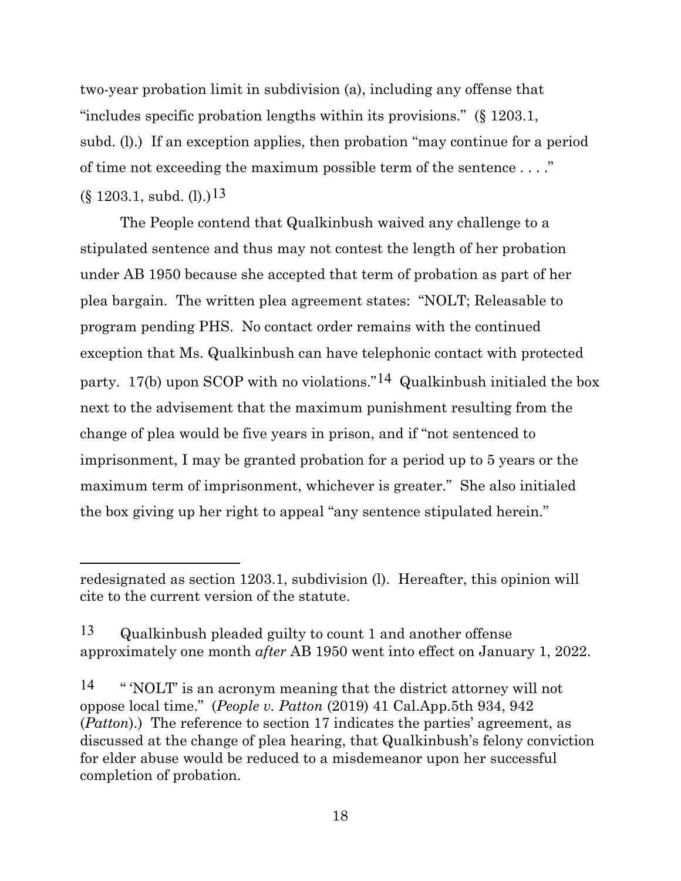two-year probation limit in subdivision (a), including any offense that "includes specific probation lengths within its provisions." (§ 1203.1, subd. (l).) If an exception applies, then probation "may continue for a period of time not exceeding the maximum possible term of the sentence . . . ." (§ 1203.1, subd. (l).)[13]

The People contend that Qualkinbush waived any challenge to a stipulated sentence and thus may not contest the length of her probation under AB 1950 because she accepted that term of probation as part of her plea bargain. The written plea agreement states: "NOLT; Releasable to program pending PHS. No contact order remains with the continued exception that Ms. Qualkinbush can have telephonic contact with protected party. 17(b) upon SCOP with no violations."[14] Qualkinbush initialed the box next to the advisement that the maximum punishment resulting from the change of plea would be five years in prison, and if "not sentenced to imprisonment, I may be granted probation for a period up to 5 years or the maximum term of imprisonment, whichever is greater." She also initialed the box giving up her right to appeal "any sentence stipulated herein."

---

redesignated as section 1203.1, subdivision (l). Hereafter, this opinion will cite to the current version of the statute.

[13] Qualkinbush pleaded guilty to count 1 and another offense approximately one month *after* AB 1950 went into effect on January 1, 2022.

[14] " 'NOLT' is an acronym meaning that the district attorney will not oppose local time." (*People v. Patton* (2019) 41 Cal.App.5th 934, 942 (*Patton*).) The reference to section 17 indicates the parties' agreement, as discussed at the change of plea hearing, that Qualkinbush's felony conviction for elder abuse would be reduced to a misdemeanor upon her successful completion of probation.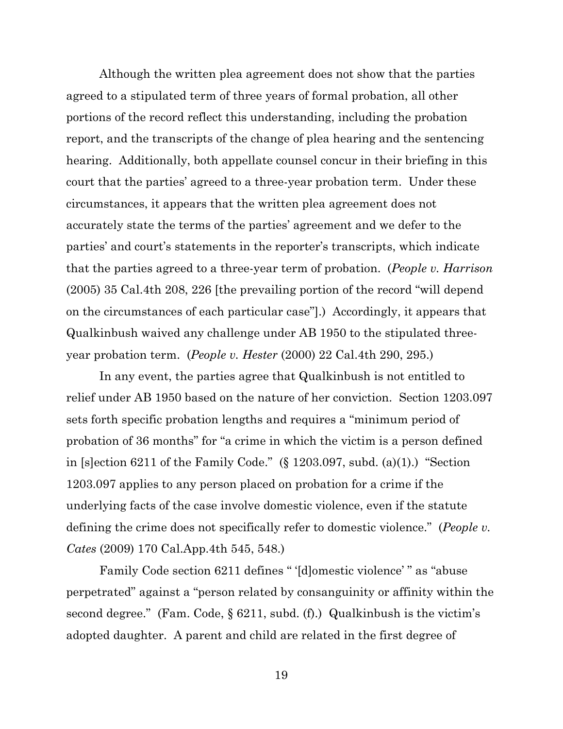Although the written plea agreement does not show that the parties agreed to a stipulated term of three years of formal probation, all other portions of the record reflect this understanding, including the probation report, and the transcripts of the change of plea hearing and the sentencing hearing. Additionally, both appellate counsel concur in their briefing in this court that the parties' agreed to a three-year probation term. Under these circumstances, it appears that the written plea agreement does not accurately state the terms of the parties' agreement and we defer to the parties' and court's statements in the reporter's transcripts, which indicate that the parties agreed to a three-year term of probation. (*People v. Harrison* (2005) 35 Cal.4th 208, 226 [the prevailing portion of the record "will depend on the circumstances of each particular case"].) Accordingly, it appears that Qualkinbush waived any challenge under AB 1950 to the stipulated three-year probation term. (*People v. Hester* (2000) 22 Cal.4th 290, 295.)

In any event, the parties agree that Qualkinbush is not entitled to relief under AB 1950 based on the nature of her conviction. Section 1203.097 sets forth specific probation lengths and requires a "minimum period of probation of 36 months" for "a crime in which the victim is a person defined in [s]ection 6211 of the Family Code." (§ 1203.097, subd. (a)(1).) "Section 1203.097 applies to any person placed on probation for a crime if the underlying facts of the case involve domestic violence, even if the statute defining the crime does not specifically refer to domestic violence." (*People v. Cates* (2009) 170 Cal.App.4th 545, 548.)

Family Code section 6211 defines " '[d]omestic violence' " as "abuse perpetrated" against a "person related by consanguinity or affinity within the second degree." (Fam. Code, § 6211, subd. (f).) Qualkinbush is the victim's adopted daughter. A parent and child are related in the first degree of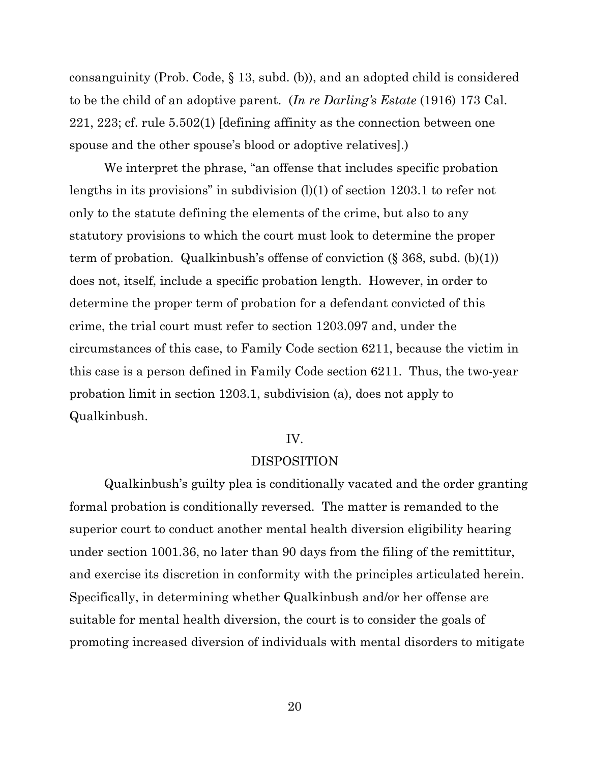consanguinity (Prob. Code, § 13, subd. (b)), and an adopted child is considered to be the child of an adoptive parent. (*In re Darling's Estate* (1916) 173 Cal. 221, 223; cf. rule 5.502(1) [defining affinity as the connection between one spouse and the other spouse's blood or adoptive relatives].)

We interpret the phrase, "an offense that includes specific probation lengths in its provisions" in subdivision (l)(1) of section 1203.1 to refer not only to the statute defining the elements of the crime, but also to any statutory provisions to which the court must look to determine the proper term of probation. Qualkinbush's offense of conviction (§ 368, subd. (b)(1)) does not, itself, include a specific probation length. However, in order to determine the proper term of probation for a defendant convicted of this crime, the trial court must refer to section 1203.097 and, under the circumstances of this case, to Family Code section 6211, because the victim in this case is a person defined in Family Code section 6211. Thus, the two-year probation limit in section 1203.1, subdivision (a), does not apply to Qualkinbush.

## IV.

## DISPOSITION

Qualkinbush's guilty plea is conditionally vacated and the order granting formal probation is conditionally reversed. The matter is remanded to the superior court to conduct another mental health diversion eligibility hearing under section 1001.36, no later than 90 days from the filing of the remittitur, and exercise its discretion in conformity with the principles articulated herein. Specifically, in determining whether Qualkinbush and/or her offense are suitable for mental health diversion, the court is to consider the goals of promoting increased diversion of individuals with mental disorders to mitigate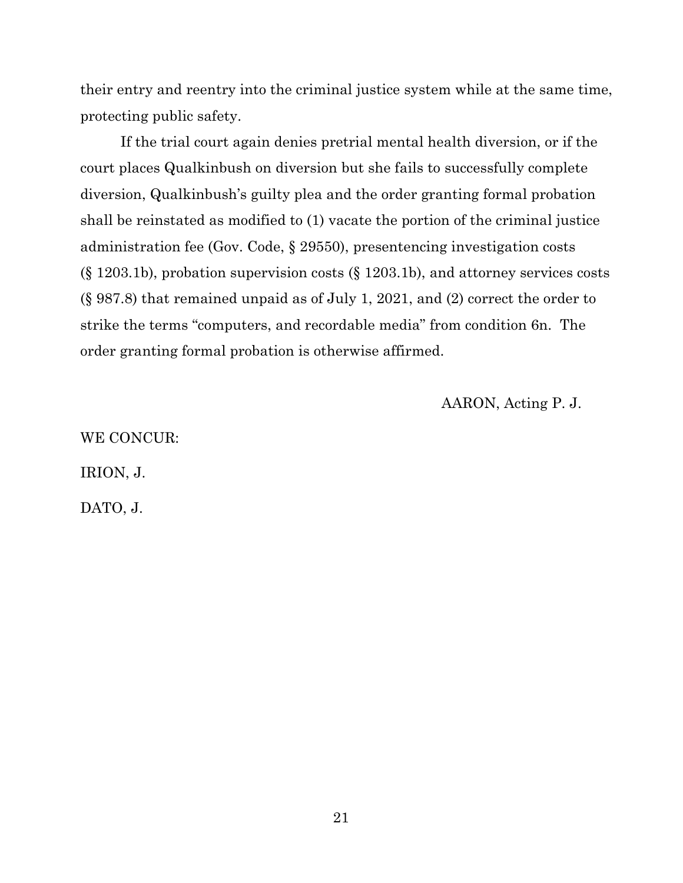their entry and reentry into the criminal justice system while at the same time, protecting public safety.

If the trial court again denies pretrial mental health diversion, or if the court places Qualkinbush on diversion but she fails to successfully complete diversion, Qualkinbush's guilty plea and the order granting formal probation shall be reinstated as modified to (1) vacate the portion of the criminal justice administration fee (Gov. Code, § 29550), presentencing investigation costs (§ 1203.1b), probation supervision costs (§ 1203.1b), and attorney services costs (§ 987.8) that remained unpaid as of July 1, 2021, and (2) correct the order to strike the terms "computers, and recordable media" from condition 6n. The order granting formal probation is otherwise affirmed.

AARON, Acting P. J.

WE CONCUR:

IRION, J.

DATO, J.